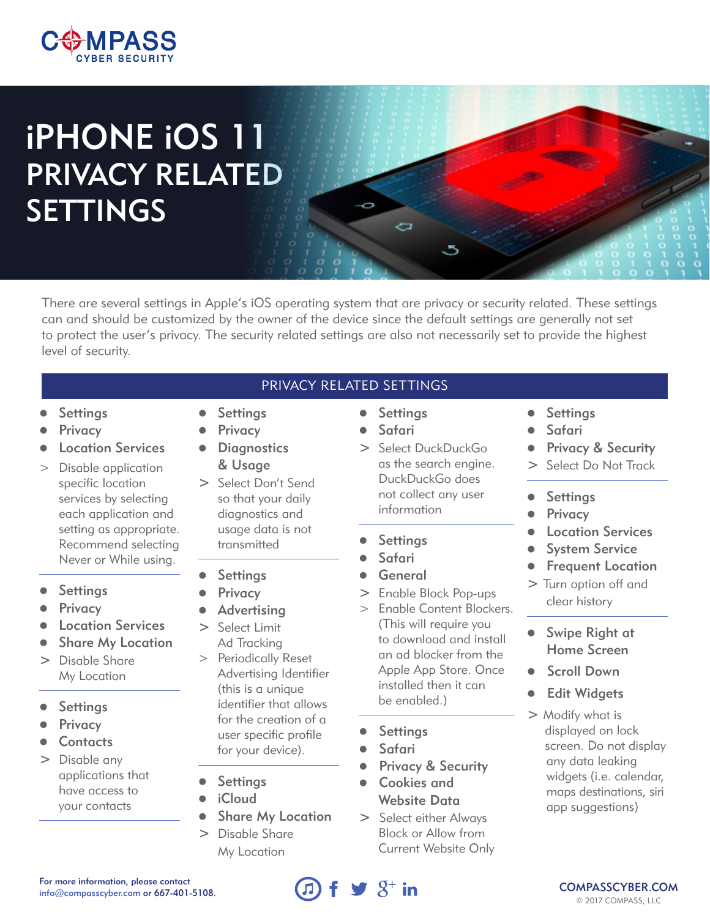# iPHONE iOS 11 PRIVACY RELATED SETTINGS

There are several settings in Apple's iOS operating system that are privacy or security related. These settings can and should be customized by the owner of the device since the default settings are generally not set to protect the user's privacy. The security related settings are also not necessarily set to provide the highest level of security.

## PRIVACY RELATED SETTINGS

- Settings
- Privacy
- Location Services

> Disable application specific location services by selecting each application and setting as appropriate. Recommend selecting Never or While using.

---

- Settings
- Privacy
- Location Services
- Share My Location

> Disable Share My Location

---

- Settings
- Privacy
- Contacts

> Disable any applications that have access to your contacts

---

- Settings
- Privacy
- Diagnostics & Usage

> Select Don't Send so that your daily diagnostics and usage data is not transmitted

---

- Settings
- Privacy
- Advertising

> Select Limit Ad Tracking

> Periodically Reset Advertising Identifier (this is a unique identifier that allows for the creation of a user specific profile for your device).

---

- Settings
- iCloud
- Share My Location

> Disable Share My Location

---

- Settings
- Safari

> Select DuckDuckGo as the search engine. DuckDuckGo does not collect any user information

---

- Settings
- Safari
- General

> Enable Block Pop-ups

> Enable Content Blockers. (This will require you to download and install an ad blocker from the Apple App Store. Once installed then it can be enabled.)

---

- Settings
- Safari
- Privacy & Security
- Cookies and Website Data

> Select either Always Block or Allow from Current Website Only

---

- Settings
- Safari
- Privacy & Security

> Select Do Not Track

---

- Settings
- Privacy
- Location Services
- System Service
- Frequent Location

> Turn option off and clear history

---

- Swipe Right at Home Screen
- Scroll Down
- Edit Widgets

> Modify what is displayed on lock screen. Do not display any data leaking widgets (i.e. calendar, maps destinations, siri app suggestions)

---

For more information, please contact info@compasscyber.com or 667-401-5108.

COMPASSCYBER.COM

© 2017 COMPASS, LLC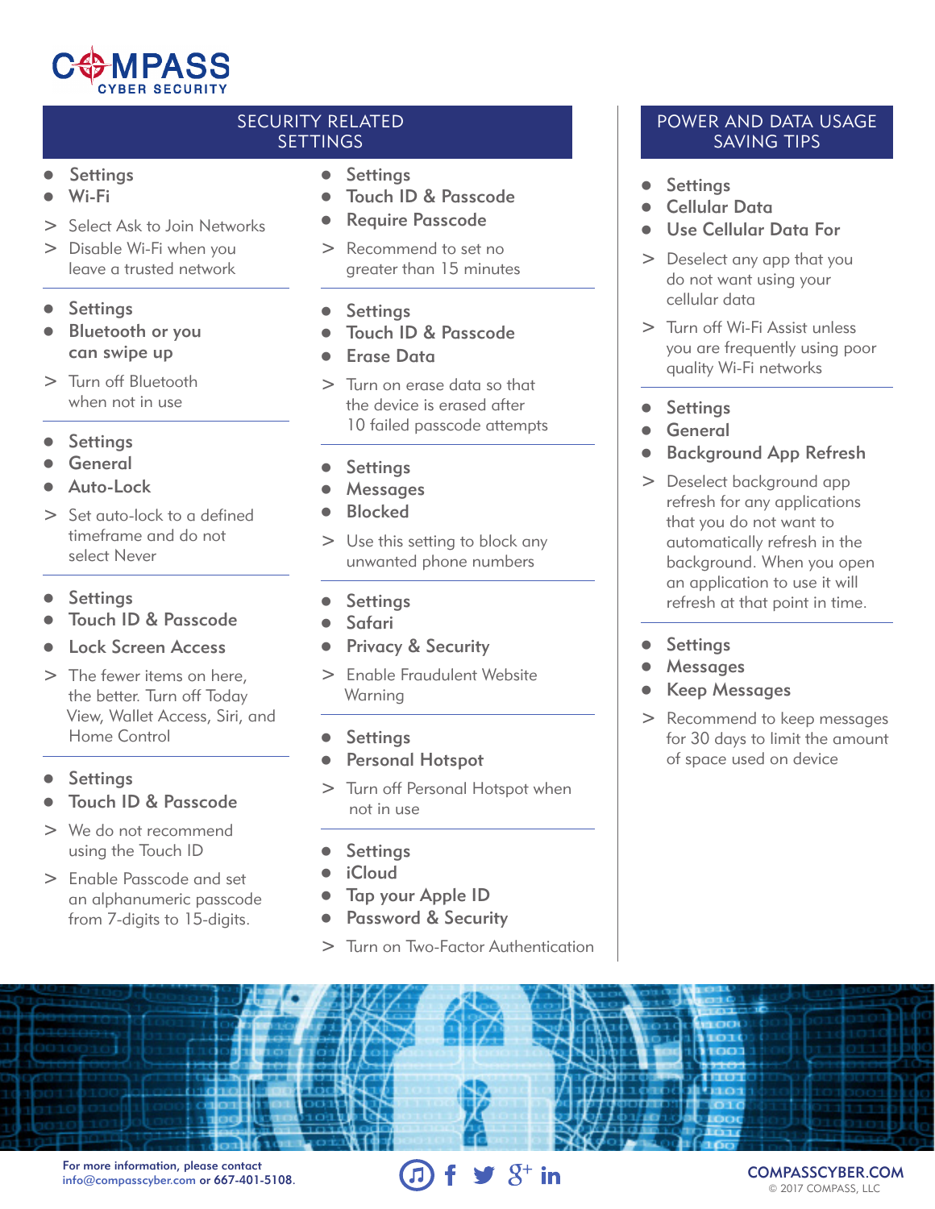# COMPASS CYBER SECURITY

## SECURITY RELATED SETTINGS

- Settings
- Wi-Fi

> Select Ask to Join Networks
> Disable Wi-Fi when you leave a trusted network

- Settings
- Bluetooth or you can swipe up

> Turn off Bluetooth when not in use

- Settings
- General
- Auto-Lock

> Set auto-lock to a defined timeframe and do not select Never

- Settings
- Touch ID & Passcode
- Lock Screen Access

> The fewer items on here, the better. Turn off Today View, Wallet Access, Siri, and Home Control

- Settings
- Touch ID & Passcode

> We do not recommend using the Touch ID
> Enable Passcode and set an alphanumeric passcode from 7-digits to 15-digits.

- Settings
- Touch ID & Passcode
- Require Passcode

> Recommend to set no greater than 15 minutes

- Settings
- Touch ID & Passcode
- Erase Data

> Turn on erase data so that the device is erased after 10 failed passcode attempts

- Settings
- Messages
- Blocked

> Use this setting to block any unwanted phone numbers

- Settings
- Safari
- Privacy & Security

> Enable Fraudulent Website Warning

- Settings
- Personal Hotspot

> Turn off Personal Hotspot when not in use

- Settings
- iCloud
- Tap your Apple ID
- Password & Security

> Turn on Two-Factor Authentication

## POWER AND DATA USAGE SAVING TIPS

- Settings
- Cellular Data
- Use Cellular Data For

> Deselect any app that you do not want using your cellular data
> Turn off Wi-Fi Assist unless you are frequently using poor quality Wi-Fi networks

- Settings
- General
- Background App Refresh

> Deselect background app refresh for any applications that you do not want to automatically refresh in the background. When you open an application to use it will refresh at that point in time.

- Settings
- Messages
- Keep Messages

> Recommend to keep messages for 30 days to limit the amount of space used on device

For more information, please contact info@compasscyber.com or 667-401-5108.

COMPASSCYBER.COM
© 2017 COMPASS, LLC